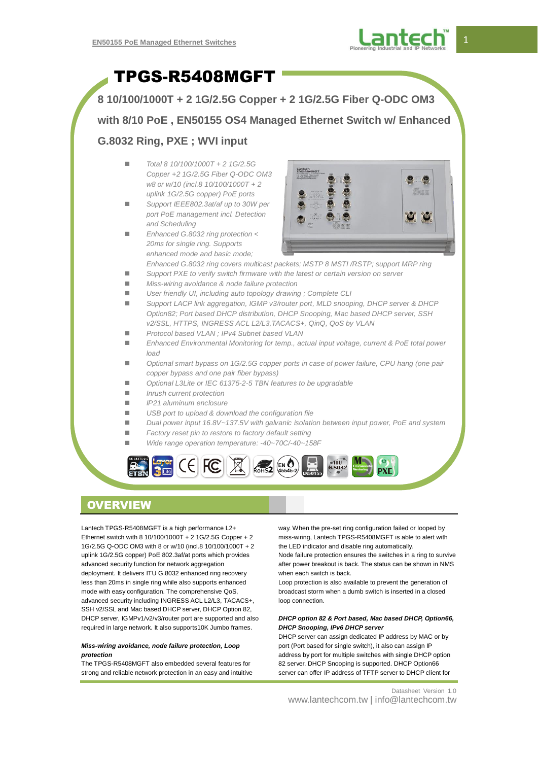# TPGS-R5408MGFT

## 8 10/100/1000T + 2 1G/2.5G Copper + 2 1G/2.5G Fiber Q-ODC OM3 with 8/10 PoE , EN50155 OS4 Managed Ethernet Switch w/ Enhanced G.8032 Ring, PXE ; WVI input

- *Total 8 10/100/1000T + 2 1G/2.5G Copper +2 1G/2.5G Fiber Q-ODC OM3 w8 or w/10 (incl.8 10/100/1000T + 2 uplink 1G/2.5G copper) PoE ports*
- *Support IEEE802.3at/af up to 30W per port PoE management incl. Detection and Scheduling*
- *Enhanced G.8032 ring protection < 20ms for single ring. Supports enhanced mode and basic mode; Enhanced G.8032 ring covers multicast packets; MSTP 8 MSTI /RSTP; support MRP ring*
- *Support PXE to verify switch firmware with the latest or certain version on server*
- *Miss-wiring avoidance & node failure protection*
- *User friendly UI, including auto topology drawing ; Complete CLI*
- *Support LACP link aggregation, IGMP v3/router port, MLD snooping, DHCP server & DHCP Option82; Port based DHCP distribution, DHCP Snooping, Mac based DHCP server, SSH v2/SSL, HTTPS, INGRESS ACL L2/L3,TACACS+, QinQ, QoS by VLAN*
- *Protocol based VLAN ; IPv4 Subnet based VLAN*
- *Enhanced Environmental Monitoring for temp., actual input voltage, current & PoE total power load*
- *Optional smart bypass on 1G/2.5G copper ports in case of power failure, CPU hang (one pair copper bypass and one pair fiber bypass)*
- *Optional L3Lite or IEC 61375-2-5 TBN features to be upgradable*
- *Inrush current protection*
- *IP21 aluminum enclosure*
- *USB port to upload & download the configuration file*
- *Dual power input 16.8V~137.5V with galvanic isolation between input power, PoE and system*
- *Factory reset pin to restore to factory default setting*
- *Wide range operation temperature: -40~70C/-40~158F*

## OVERVIEW

Lantech TPGS-R5408MGFT is a high performance L2+ Ethernet switch with 8 10/100/1000T + 2 1G/2.5G Copper + 2 1G/2.5G Q-ODC OM3 with 8 or w/10 (incl.8 10/100/1000T + 2 uplink 1G/2.5G copper) PoE 802.3af/at ports which provides advanced security function for network aggregation deployment. It delivers ITU G.8032 enhanced ring recovery less than 20ms in single ring while also supports enhanced mode with easy configuration. The comprehensive QoS, advanced security including INGRESS ACL L2/L3, TACACS+, SSH v2/SSL and Mac based DHCP server, DHCP Option 82, DHCP server, IGMPv1/v2/v3/router port are supported and also required in large network. It also supports10K Jumbo frames.

***Miss-wiring avoidance, node failure protection, Loop protection***

The TPGS-R5408MGFT also embedded several features for strong and reliable network protection in an easy and intuitive way. When the pre-set ring configuration failed or looped by miss-wiring, Lantech TPGS-R5408MGFT is able to alert with the LED indicator and disable ring automatically.

Node failure protection ensures the switches in a ring to survive after power breakout is back. The status can be shown in NMS when each switch is back.

Loop protection is also available to prevent the generation of broadcast storm when a dumb switch is inserted in a closed loop connection.

***DHCP option 82 & Port based, Mac based DHCP, Option66, DHCP Snooping, IPv6 DHCP server***

DHCP server can assign dedicated IP address by MAC or by port (Port based for single switch), it also can assign IP address by port for multiple switches with single DHCP option 82 server. DHCP Snooping is supported. DHCP Option66 server can offer IP address of TFTP server to DHCP client for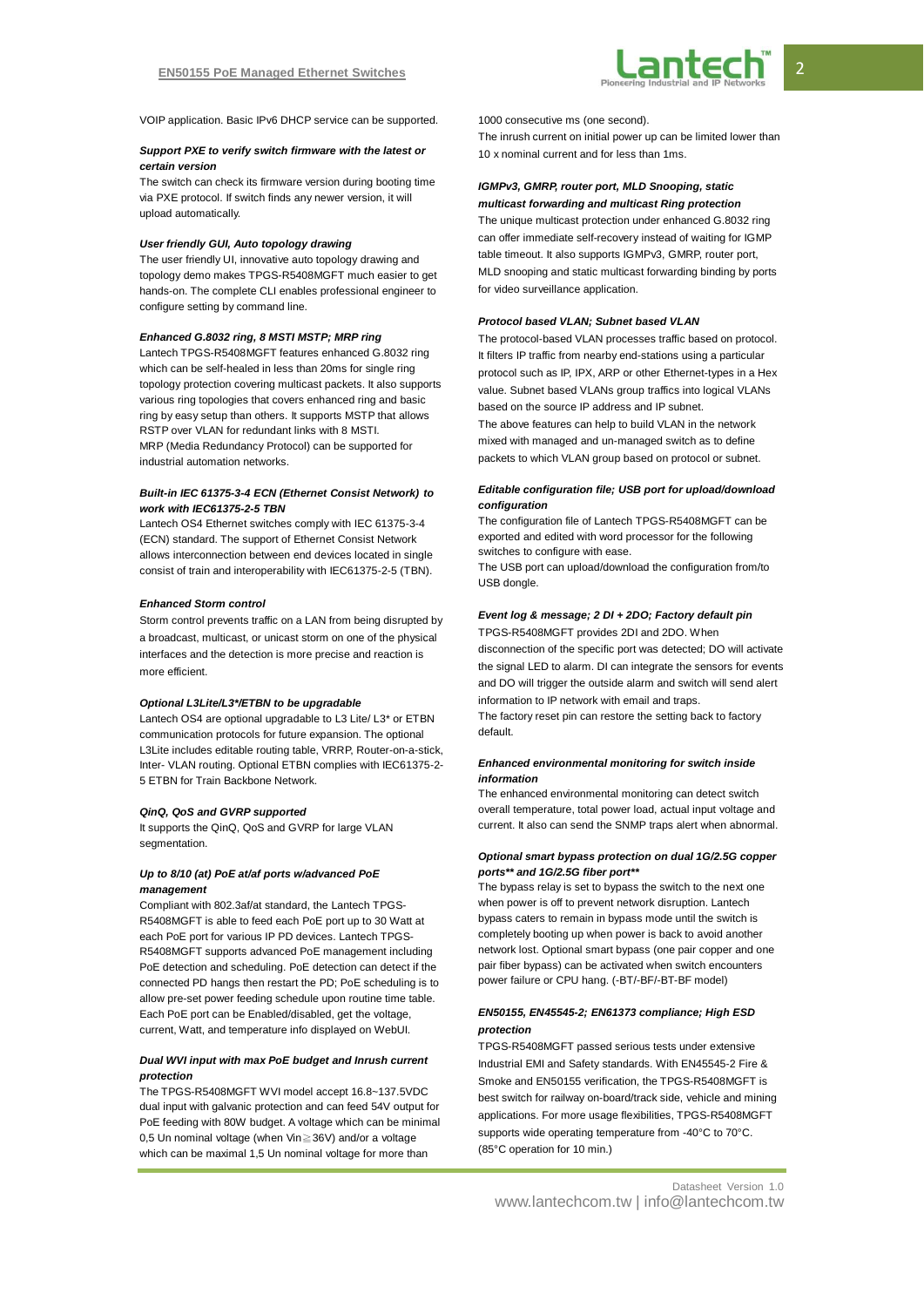VOIP application. Basic IPv6 DHCP service can be supported.

***Support PXE to verify switch firmware with the latest or certain version***

The switch can check its firmware version during booting time via PXE protocol. If switch finds any newer version, it will upload automatically.

***User friendly GUI, Auto topology drawing***

The user friendly UI, innovative auto topology drawing and topology demo makes TPGS-R5408MGFT much easier to get hands-on. The complete CLI enables professional engineer to configure setting by command line.

***Enhanced G.8032 ring, 8 MSTI MSTP; MRP ring***

Lantech TPGS-R5408MGFT features enhanced G.8032 ring which can be self-healed in less than 20ms for single ring topology protection covering multicast packets. It also supports various ring topologies that covers enhanced ring and basic ring by easy setup than others. It supports MSTP that allows RSTP over VLAN for redundant links with 8 MSTI.
MRP (Media Redundancy Protocol) can be supported for industrial automation networks.

***Built-in IEC 61375-3-4 ECN (Ethernet Consist Network) to work with IEC61375-2-5 TBN***

Lantech OS4 Ethernet switches comply with IEC 61375-3-4 (ECN) standard. The support of Ethernet Consist Network allows interconnection between end devices located in single consist of train and interoperability with IEC61375-2-5 (TBN).

***Enhanced Storm control***

Storm control prevents traffic on a LAN from being disrupted by a broadcast, multicast, or unicast storm on one of the physical interfaces and the detection is more precise and reaction is more efficient.

***Optional L3Lite/L3*/ETBN to be upgradable***

Lantech OS4 are optional upgradable to L3 Lite/ L3* or ETBN communication protocols for future expansion. The optional L3Lite includes editable routing table, VRRP, Router-on-a-stick, Inter- VLAN routing. Optional ETBN complies with IEC61375-2-5 ETBN for Train Backbone Network.

***QinQ, QoS and GVRP supported***

It supports the QinQ, QoS and GVRP for large VLAN segmentation.

***Up to 8/10 (at) PoE at/af ports w/advanced PoE management***

Compliant with 802.3af/at standard, the Lantech TPGS-R5408MGFT is able to feed each PoE port up to 30 Watt at each PoE port for various IP PD devices. Lantech TPGS-R5408MGFT supports advanced PoE management including PoE detection and scheduling. PoE detection can detect if the connected PD hangs then restart the PD; PoE scheduling is to allow pre-set power feeding schedule upon routine time table. Each PoE port can be Enabled/disabled, get the voltage, current, Watt, and temperature info displayed on WebUI.

***Dual WVI input with max PoE budget and Inrush current protection***

The TPGS-R5408MGFT WVI model accept 16.8~137.5VDC dual input with galvanic protection and can feed 54V output for PoE feeding with 80W budget. A voltage which can be minimal 0,5 Un nominal voltage (when Vin≧36V) and/or a voltage which can be maximal 1,5 Un nominal voltage for more than 1000 consecutive ms (one second).
The inrush current on initial power up can be limited lower than 10 x nominal current and for less than 1ms.

***IGMPv3, GMRP, router port, MLD Snooping, static multicast forwarding and multicast Ring protection***

The unique multicast protection under enhanced G.8032 ring can offer immediate self-recovery instead of waiting for IGMP table timeout. It also supports IGMPv3, GMRP, router port, MLD snooping and static multicast forwarding binding by ports for video surveillance application.

***Protocol based VLAN; Subnet based VLAN***

The protocol-based VLAN processes traffic based on protocol. It filters IP traffic from nearby end-stations using a particular protocol such as IP, IPX, ARP or other Ethernet-types in a Hex value. Subnet based VLANs group traffics into logical VLANs based on the source IP address and IP subnet.
The above features can help to build VLAN in the network mixed with managed and un-managed switch as to define packets to which VLAN group based on protocol or subnet.

***Editable configuration file; USB port for upload/download configuration***

The configuration file of Lantech TPGS-R5408MGFT can be exported and edited with word processor for the following switches to configure with ease.
The USB port can upload/download the configuration from/to USB dongle.

***Event log & message; 2 DI + 2DO; Factory default pin***

TPGS-R5408MGFT provides 2DI and 2DO. When disconnection of the specific port was detected; DO will activate the signal LED to alarm. DI can integrate the sensors for events and DO will trigger the outside alarm and switch will send alert information to IP network with email and traps.
The factory reset pin can restore the setting back to factory default.

***Enhanced environmental monitoring for switch inside information***

The enhanced environmental monitoring can detect switch overall temperature, total power load, actual input voltage and current. It also can send the SNMP traps alert when abnormal.

***Optional smart bypass protection on dual 1G/2.5G copper ports** and 1G/2.5G fiber port*****

The bypass relay is set to bypass the switch to the next one when power is off to prevent network disruption. Lantech bypass caters to remain in bypass mode until the switch is completely booting up when power is back to avoid another network lost. Optional smart bypass (one pair copper and one pair fiber bypass) can be activated when switch encounters power failure or CPU hang. (-BT/-BF/-BT-BF model)

***EN50155, EN45545-2; EN61373 compliance; High ESD protection***

TPGS-R5408MGFT passed serious tests under extensive Industrial EMI and Safety standards. With EN45545-2 Fire & Smoke and EN50155 verification, the TPGS-R5408MGFT is best switch for railway on-board/track side, vehicle and mining applications. For more usage flexibilities, TPGS-R5408MGFT supports wide operating temperature from -40°C to 70°C. (85°C operation for 10 min.)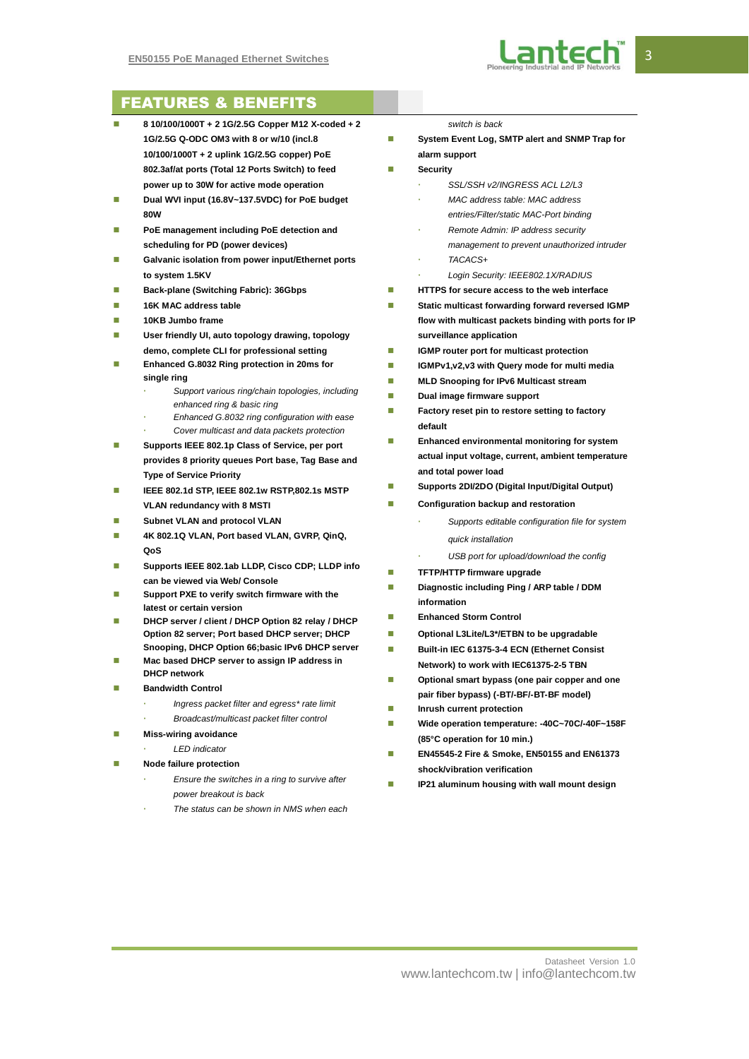## FEATURES & BENEFITS

- **8 10/100/1000T + 2 1G/2.5G Copper M12 X-coded + 2 1G/2.5G Q-ODC OM3 with 8 or w/10 (incl.8 10/100/1000T + 2 uplink 1G/2.5G copper) PoE 802.3af/at ports (Total 12 Ports Switch) to feed power up to 30W for active mode operation**
- **Dual WVI input (16.8V~137.5VDC) for PoE budget 80W**
- **PoE management including PoE detection and scheduling for PD (power devices)**
- **Galvanic isolation from power input/Ethernet ports to system 1.5KV**
- **Back-plane (Switching Fabric): 36Gbps**
- **16K MAC address table**
- **10KB Jumbo frame**
- **User friendly UI, auto topology drawing, topology demo, complete CLI for professional setting**
- **Enhanced G.8032 Ring protection in 20ms for single ring**
  - *Support various ring/chain topologies, including enhanced ring & basic ring*
  - *Enhanced G.8032 ring configuration with ease*
  - *Cover multicast and data packets protection*
- **Supports IEEE 802.1p Class of Service, per port provides 8 priority queues Port base, Tag Base and Type of Service Priority**
- **IEEE 802.1d STP, IEEE 802.1w RSTP,802.1s MSTP VLAN redundancy with 8 MSTI**
- **Subnet VLAN and protocol VLAN**
- **4K 802.1Q VLAN, Port based VLAN, GVRP, QinQ, QoS**
- **Supports IEEE 802.1ab LLDP, Cisco CDP; LLDP info can be viewed via Web/ Console**
- **Support PXE to verify switch firmware with the latest or certain version**
- **DHCP server / client / DHCP Option 82 relay / DHCP Option 82 server; Port based DHCP server; DHCP Snooping, DHCP Option 66;basic IPv6 DHCP server**
- **Mac based DHCP server to assign IP address in DHCP network**
- **Bandwidth Control**
  - *Ingress packet filter and egress* rate limit*
  - *Broadcast/multicast packet filter control*
- **Miss-wiring avoidance**
  - *LED indicator*
- **Node failure protection**
  - *Ensure the switches in a ring to survive after power breakout is back*
  - *The status can be shown in NMS when each switch is back*
- **System Event Log, SMTP alert and SNMP Trap for alarm support**
- **Security**
  - *SSL/SSH v2/INGRESS ACL L2/L3*
  - *MAC address table: MAC address entries/Filter/static MAC-Port binding*
  - *Remote Admin: IP address security management to prevent unauthorized intruder*
  - *TACACS+*
  - *Login Security: IEEE802.1X/RADIUS*
- **HTTPS for secure access to the web interface**
- **Static multicast forwarding forward reversed IGMP flow with multicast packets binding with ports for IP surveillance application**
- **IGMP router port for multicast protection**
- **IGMPv1,v2,v3 with Query mode for multi media**
- **MLD Snooping for IPv6 Multicast stream**
- **Dual image firmware support**
- **Factory reset pin to restore setting to factory default**
- **Enhanced environmental monitoring for system actual input voltage, current, ambient temperature and total power load**
- **Supports 2DI/2DO (Digital Input/Digital Output)**
- **Configuration backup and restoration**
  - *Supports editable configuration file for system quick installation*
  - *USB port for upload/download the config*
- **TFTP/HTTP firmware upgrade**
- **Diagnostic including Ping / ARP table / DDM information**
- **Enhanced Storm Control**
- **Optional L3Lite/L3*/ETBN to be upgradable**
- **Built-in IEC 61375-3-4 ECN (Ethernet Consist Network) to work with IEC61375-2-5 TBN**
- **Optional smart bypass (one pair copper and one pair fiber bypass) (-BT/-BF/-BT-BF model)**
- **Inrush current protection**
- **Wide operation temperature: -40C~70C/-40F~158F (85°C operation for 10 min.)**
- **EN45545-2 Fire & Smoke, EN50155 and EN61373 shock/vibration verification**
- **IP21 aluminum housing with wall mount design**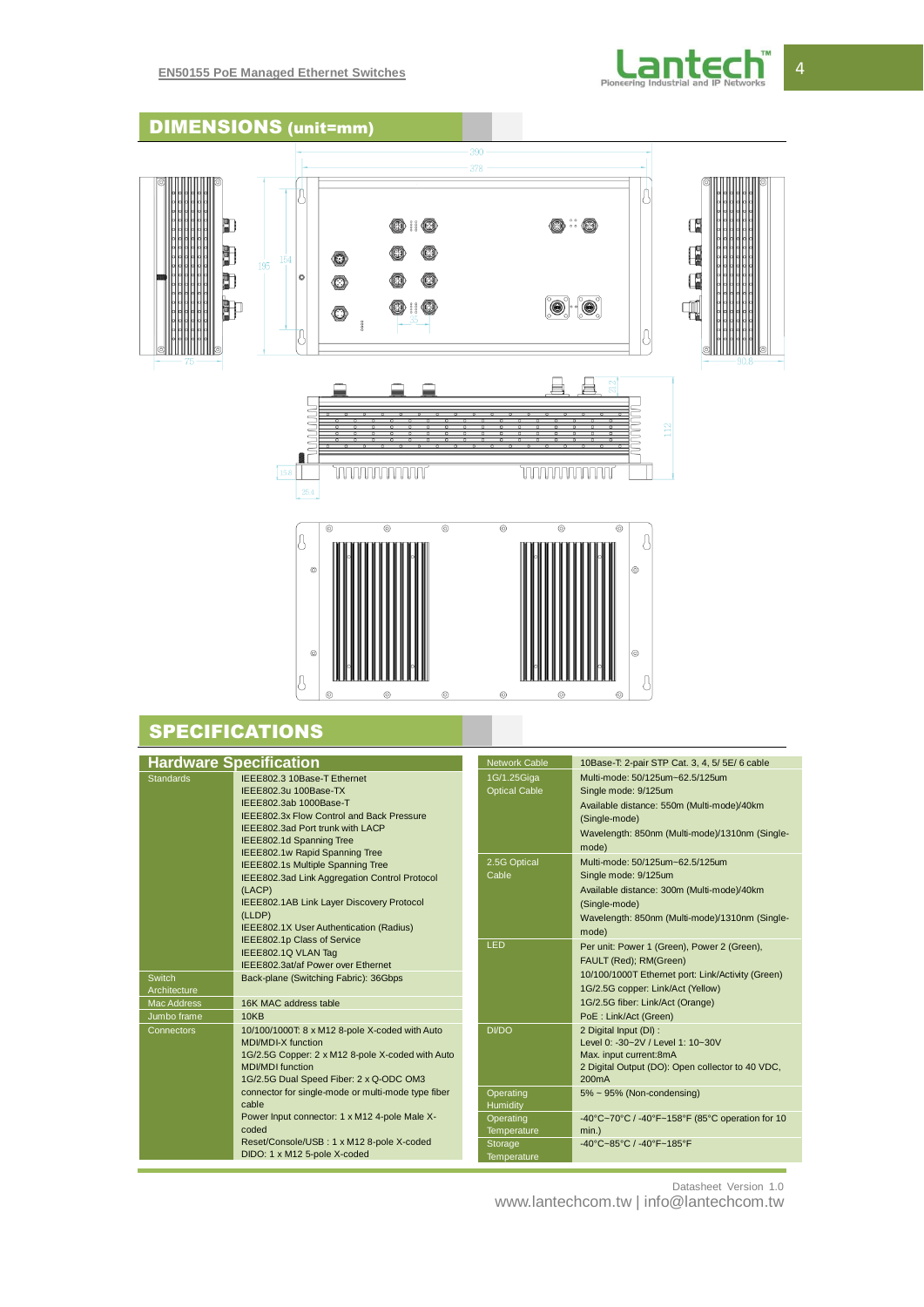## DIMENSIONS (unit=mm)

390
378
195
154
35
75
90.8
21.2
112
15.8
25.4

## SPECIFICATIONS

### Hardware Specification

| | |
|---|---|
| Standards | IEEE802.3 10Base-T Ethernet<br>IEEE802.3u 100Base-TX<br>IEEE802.3ab 1000Base-T<br>IEEE802.3x Flow Control and Back Pressure<br>IEEE802.3ad Port trunk with LACP<br>IEEE802.1d Spanning Tree<br>IEEE802.1w Rapid Spanning Tree<br>IEEE802.1s Multiple Spanning Tree<br>IEEE802.3ad Link Aggregation Control Protocol (LACP)<br>IEEE802.1AB Link Layer Discovery Protocol (LLDP)<br>IEEE802.1X User Authentication (Radius)<br>IEEE802.1p Class of Service<br>IEEE802.1Q VLAN Tag<br>IEEE802.3at/af Power over Ethernet |
| Switch Architecture | Back-plane (Switching Fabric): 36Gbps |
| Mac Address | 16K MAC address table |
| Jumbo frame | 10KB |
| Connectors | 10/100/1000T: 8 x M12 8-pole X-coded with Auto MDI/MDI-X function<br>1G/2.5G Copper: 2 x M12 8-pole X-coded with Auto MDI/MDI function<br>1G/2.5G Dual Speed Fiber: 2 x Q-ODC OM3 connector for single-mode or multi-mode type fiber cable<br>Power Input connector: 1 x M12 4-pole Male X-coded<br>Reset/Console/USB : 1 x M12 8-pole X-coded<br>DIDO: 1 x M12 5-pole X-coded |
| Network Cable | 10Base-T: 2-pair STP Cat. 3, 4, 5/ 5E/ 6 cable |
| 1G/1.25Giga Optical Cable | Multi-mode: 50/125um~62.5/125um<br>Single mode: 9/125um<br>Available distance: 550m (Multi-mode)/40km (Single-mode)<br>Wavelength: 850nm (Multi-mode)/1310nm (Single-mode) |
| 2.5G Optical Cable | Multi-mode: 50/125um~62.5/125um<br>Single mode: 9/125um<br>Available distance: 300m (Multi-mode)/40km (Single-mode)<br>Wavelength: 850nm (Multi-mode)/1310nm (Single-mode) |
| LED | Per unit: Power 1 (Green), Power 2 (Green), FAULT (Red); RM(Green)<br>10/100/1000T Ethernet port: Link/Activity (Green)<br>1G/2.5G copper: Link/Act (Yellow)<br>1G/2.5G fiber: Link/Act (Orange)<br>PoE : Link/Act (Green) |
| DI/DO | 2 Digital Input (DI) :<br>Level 0: -30~2V / Level 1: 10~30V<br>Max. input current:8mA<br>2 Digital Output (DO): Open collector to 40 VDC, 200mA |
| Operating Humidity | 5% ~ 95% (Non-condensing) |
| Operating Temperature | -40°C~70°C / -40°F~158°F (85°C operation for 10 min.) |
| Storage Temperature | -40°C~85°C / -40°F~185°F |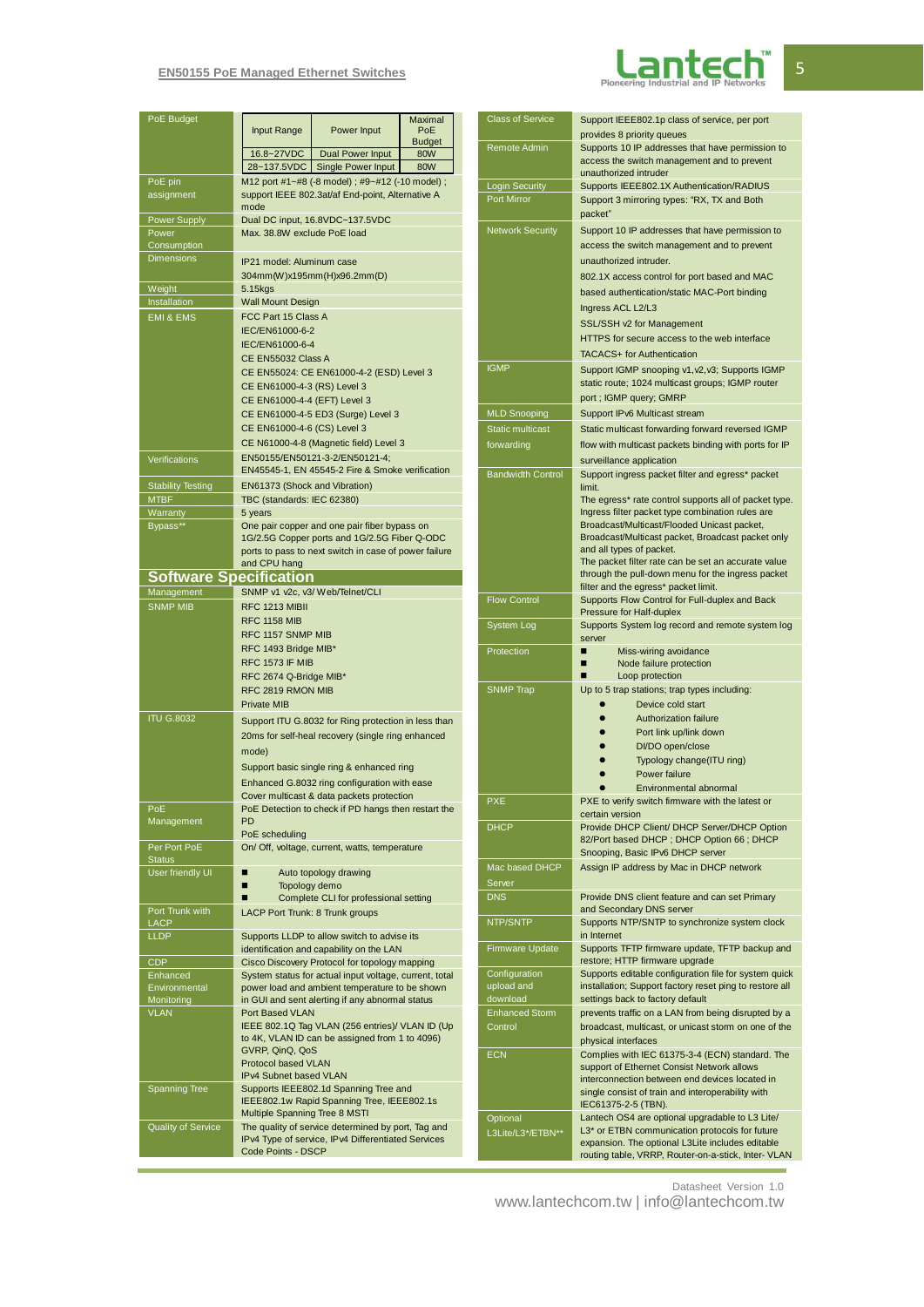| | |
|---|---|
| PoE Budget | <table><tr><th>Input Range</th><th>Power Input</th><th>Maximal PoE Budget</th></tr><tr><td>16.8~27VDC</td><td>Dual Power Input</td><td>80W</td></tr><tr><td>28~137.5VDC</td><td>Single Power Input</td><td>80W</td></tr></table> |
| PoE pin assignment | M12 port #1~#8 (-8 model) ; #9~#12 (-10 model) ; support IEEE 802.3at/af End-point, Alternative A mode |
| Power Supply | Dual DC input, 16.8VDC~137.5VDC |
| Power Consumption | Max. 38.8W exclude PoE load |
| Dimensions | IP21 model: Aluminum case<br>304mm(W)x195mm(H)x96.2mm(D) |
| Weight | 5.15kgs |
| Installation | Wall Mount Design |
| EMI & EMS | FCC Part 15 Class A<br>IEC/EN61000-6-2<br>IEC/EN61000-6-4<br>CE EN55032 Class A<br>CE EN55024: CE EN61000-4-2 (ESD) Level 3<br>CE EN61000-4-3 (RS) Level 3<br>CE EN61000-4-4 (EFT) Level 3<br>CE EN61000-4-5 ED3 (Surge) Level 3<br>CE EN61000-4-6 (CS) Level 3<br>CE N61000-4-8 (Magnetic field) Level 3 |
| Verifications | EN50155/EN50121-3-2/EN50121-4;<br>EN45545-1, EN 45545-2 Fire & Smoke verification |
| Stability Testing | EN61373 (Shock and Vibration) |
| MTBF | TBC (standards: IEC 62380) |
| Warranty | 5 years |
| Bypass** | One pair copper and one pair fiber bypass on 1G/2.5G Copper ports and 1G/2.5G Fiber Q-ODC ports to pass to next switch in case of power failure and CPU hang |

## Software Specification

| | |
|---|---|
| Management | SNMP v1 v2c, v3/ Web/Telnet/CLI |
| SNMP MIB | RFC 1213 MIBII<br>RFC 1158 MIB<br>RFC 1157 SNMP MIB<br>RFC 1493 Bridge MIB*<br>RFC 1573 IF MIB<br>RFC 2674 Q-Bridge MIB*<br>RFC 2819 RMON MIB<br>Private MIB |
| ITU G.8032 | Support ITU G.8032 for Ring protection in less than 20ms for self-heal recovery (single ring enhanced mode)<br>Support basic single ring & enhanced ring<br>Enhanced G.8032 ring configuration with ease<br>Cover multicast & data packets protection |
| PoE Management | PoE Detection to check if PD hangs then restart the PD<br>PoE scheduling |
| Per Port PoE Status | On/ Off, voltage, current, watts, temperature |
| User friendly UI | ■ Auto topology drawing<br>■ Topology demo<br>■ Complete CLI for professional setting |
| Port Trunk with LACP | LACP Port Trunk: 8 Trunk groups |
| LLDP | Supports LLDP to allow switch to advise its identification and capability on the LAN |
| CDP | Cisco Discovery Protocol for topology mapping |
| Enhanced Environmental Monitoring | System status for actual input voltage, current, total power load and ambient temperature to be shown in GUI and sent alerting if any abnormal status |
| VLAN | Port Based VLAN<br>IEEE 802.1Q Tag VLAN (256 entries)/ VLAN ID (Up to 4K, VLAN ID can be assigned from 1 to 4096)<br>GVRP, QinQ, QoS<br>Protocol based VLAN<br>IPv4 Subnet based VLAN |
| Spanning Tree | Supports IEEE802.1d Spanning Tree and IEEE802.1w Rapid Spanning Tree, IEEE802.1s Multiple Spanning Tree 8 MSTI |
| Quality of Service | The quality of service determined by port, Tag and IPv4 Type of service, IPv4 Differentiated Services Code Points - DSCP |
| Class of Service | Support IEEE802.1p class of service, per port provides 8 priority queues |
| Remote Admin | Supports 10 IP addresses that have permission to access the switch management and to prevent unauthorized intruder |
| Login Security | Supports IEEE802.1X Authentication/RADIUS |
| Port Mirror | Support 3 mirroring types: "RX, TX and Both packet" |
| Network Security | Support 10 IP addresses that have permission to access the switch management and to prevent unauthorized intruder.<br>802.1X access control for port based and MAC based authentication/static MAC-Port binding<br>Ingress ACL L2/L3<br>SSL/SSH v2 for Management<br>HTTPS for secure access to the web interface<br>TACACS+ for Authentication |
| IGMP | Support IGMP snooping v1,v2,v3; Supports IGMP static route; 1024 multicast groups; IGMP router port ; IGMP query; GMRP |
| MLD Snooping | Support IPv6 Multicast stream |
| Static multicast forwarding | Static multicast forwarding forward reversed IGMP flow with multicast packets binding with ports for IP surveillance application |
| Bandwidth Control | Support ingress packet filter and egress* packet limit.<br>The egress* rate control supports all of packet type.<br>Ingress filter packet type combination rules are Broadcast/Multicast/Flooded Unicast packet, Broadcast/Multicast packet, Broadcast packet only and all types of packet.<br>The packet filter rate can be set an accurate value through the pull-down menu for the ingress packet filter and the egress* packet limit. |
| Flow Control | Supports Flow Control for Full-duplex and Back Pressure for Half-duplex |
| System Log | Supports System log record and remote system log server |
| Protection | ■ Miss-wiring avoidance<br>■ Node failure protection<br>■ Loop protection |
| SNMP Trap | Up to 5 trap stations; trap types including:<br>● Device cold start<br>● Authorization failure<br>● Port link up/link down<br>● DI/DO open/close<br>● Typology change(ITU ring)<br>● Power failure<br>● Environmental abnormal |
| PXE | PXE to verify switch firmware with the latest or certain version |
| DHCP | Provide DHCP Client/ DHCP Server/DHCP Option 82/Port based DHCP ; DHCP Option 66 ; DHCP Snooping, Basic IPv6 DHCP server |
| Mac based DHCP Server | Assign IP address by Mac in DHCP network |
| DNS | Provide DNS client feature and can set Primary and Secondary DNS server |
| NTP/SNTP | Supports NTP/SNTP to synchronize system clock in Internet |
| Firmware Update | Supports TFTP firmware update, TFTP backup and restore; HTTP firmware upgrade |
| Configuration upload and download | Supports editable configuration file for system quick installation; Support factory reset ping to restore all settings back to factory default |
| Enhanced Storm Control | prevents traffic on a LAN from being disrupted by a broadcast, multicast, or unicast storm on one of the physical interfaces |
| ECN | Complies with IEC 61375-3-4 (ECN) standard. The support of Ethernet Consist Network allows interconnection between end devices located in single consist of train and interoperability with IEC61375-2-5 (TBN). |
| Optional L3Lite/L3*/ETBN** | Lantech OS4 are optional upgradable to L3 Lite/ L3* or ETBN communication protocols for future expansion. The optional L3Lite includes editable routing table, VRRP, Router-on-a-stick, Inter- VLAN |

Datasheet Version 1.0
www.lantechcom.tw | info@lantechcom.tw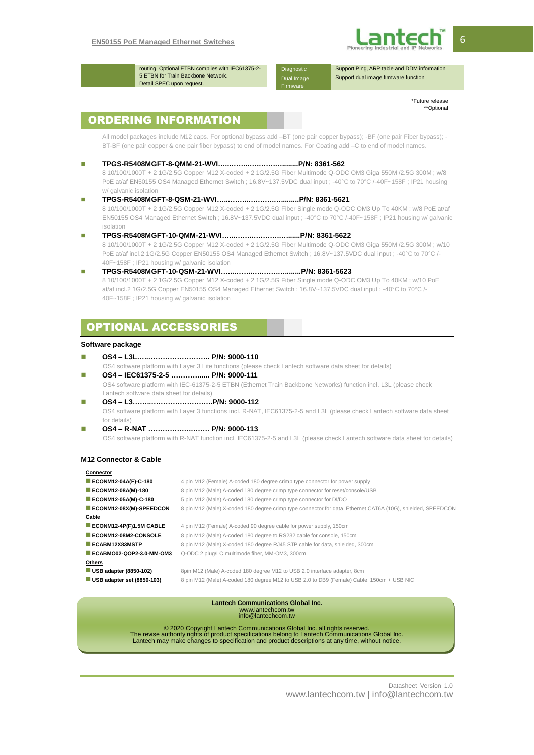| | | | |
|---|---|---|---|
| | routing. Optional ETBN complies with IEC61375-2-5 ETBN for Train Backbone Network. Detail SPEC upon request. | Diagnostic | Support Ping, ARP table and DDM information |
| | | Dual Image Firmware | Support dual image firmware function |

*Future release
**Optional

## ORDERING INFORMATION

All model packages include M12 caps. For optional bypass add –BT (one pair copper bypass); -BF (one pair Fiber bypass); -BT-BF (one pair copper & one pair fiber bypass) to end of model names. For Coating add –C to end of model names.

- **TPGS-R5408MGFT-8-QMM-21-WVI…...…….…..……….........P/N: 8361-562**
  8 10/100/1000T + 2 1G/2.5G Copper M12 X-coded + 2 1G/2.5G Fiber Multimode Q-ODC OM3 Giga 550M /2.5G 300M ; w/8 PoE at/af EN50155 OS4 Managed Ethernet Switch ; 16.8V~137.5VDC dual input ; -40°C to 70°C /-40F~158F ; IP21 housing w/ galvanic isolation
- **TPGS-R5408MGFT-8-QSM-21-WVI…...……..……….…........P/N: 8361-5621**
  8 10/100/1000T + 2 1G/2.5G Copper M12 X-coded + 2 1G/2.5G Fiber Single mode Q-ODC OM3 Up To 40KM ; w/8 PoE at/af EN50155 OS4 Managed Ethernet Switch ; 16.8V~137.5VDC dual input ; -40°C to 70°C /-40F~158F ; IP21 housing w/ galvanic isolation
- **TPGS-R5408MGFT-10-QMM-21-WVI…...……..……….….......P/N: 8361-5622**
  8 10/100/1000T + 2 1G/2.5G Copper M12 X-coded + 2 1G/2.5G Fiber Multimode Q-ODC OM3 Giga 550M /2.5G 300M ; w/10 PoE at/af incl.2 1G/2.5G Copper EN50155 OS4 Managed Ethernet Switch ; 16.8V~137.5VDC dual input ; -40°C to 70°C /-40F~158F ; IP21 housing w/ galvanic isolation
- **TPGS-R5408MGFT-10-QSM-21-WVI…...…...…….……........P/N: 8361-5623**
  8 10/100/1000T + 2 1G/2.5G Copper M12 X-coded + 2 1G/2.5G Fiber Single mode Q-ODC OM3 Up To 40KM ; w/10 PoE at/af incl.2 1G/2.5G Copper EN50155 OS4 Managed Ethernet Switch ; 16.8V~137.5VDC dual input ; -40°C to 70°C /-40F~158F ; IP21 housing w/ galvanic isolation

## OPTIONAL ACCESSORIES

### Software package

- **OS4 – L3L…...……………………. P/N: 9000-110**
  OS4 software platform with Layer 3 Lite functions (please check Lantech software data sheet for details)
- **OS4 – IEC61375-2-5 ……….….... P/N: 9000-111**
  OS4 software platform with IEC-61375-2-5 ETBN (Ethernet Train Backbone Networks) function incl. L3L (please check Lantech software data sheet for details)
- **OS4 – L3…….………………………..P/N: 9000-112**
  OS4 software platform with Layer 3 functions incl. R-NAT, IEC61375-2-5 and L3L (please check Lantech software data sheet for details)
- **OS4 – R-NAT ……………….……. P/N: 9000-113**
  OS4 software platform with R-NAT function incl. IEC61375-2-5 and L3L (please check Lantech software data sheet for details)

### M12 Connector & Cable

| | |
|---|---|
| **Connector** | |
| **ECONM12-04A(F)-C-180** | 4 pin M12 (Female) A-coded 180 degree crimp type connector for power supply |
| **ECONM12-08A(M)-180** | 8 pin M12 (Male) A-coded 180 degree crimp type connector for reset/console/USB |
| **ECONM12-05A(M)-C-180** | 5 pin M12 (Male) A-coded 180 degree crimp type connector for DI/DO |
| **ECONM12-08X(M)-SPEEDCON** | 8 pin M12 (Male) X-coded 180 degree crimp type connector for data, Ethernet CAT6A (10G), shielded, SPEEDCON |
| **Cable** | |
| **ECONM12-4P(F)1.5M CABLE** | 4 pin M12 (Female) A-coded 90 degree cable for power supply, 150cm |
| **ECONM12-08M2-CONSOLE** | 8 pin M12 (Male) A-coded 180 degree to RS232 cable for console, 150cm |
| **ECABM12X83MSTP** | 8 pin M12 (Male) X-coded 180 degree RJ45 STP cable for data, shielded, 300cm |
| **ECABMO02-QOP2-3.0-MM-OM3** | Q-ODC 2 plug/LC multimode fiber, MM-OM3, 300cm |
| **Others** | |
| **USB adapter (8850-102)** | 8pin M12 (Male) A-coded 180 degree M12 to USB 2.0 interface adapter, 8cm |
| **USB adapter set (8850-103)** | 8 pin M12 (Male) A-coded 180 degree M12 to USB 2.0 to DB9 (Female) Cable, 150cm + USB NIC |

**Lantech Communications Global Inc.**
www.lantechcom.tw
info@lantechcom.tw

© 2020 Copyright Lantech Communications Global Inc. all rights reserved.
The revise authority rights of product specifications belong to Lantech Communications Global Inc.
Lantech may make changes to specification and product descriptions at any time, without notice.

Datasheet Version 1.0